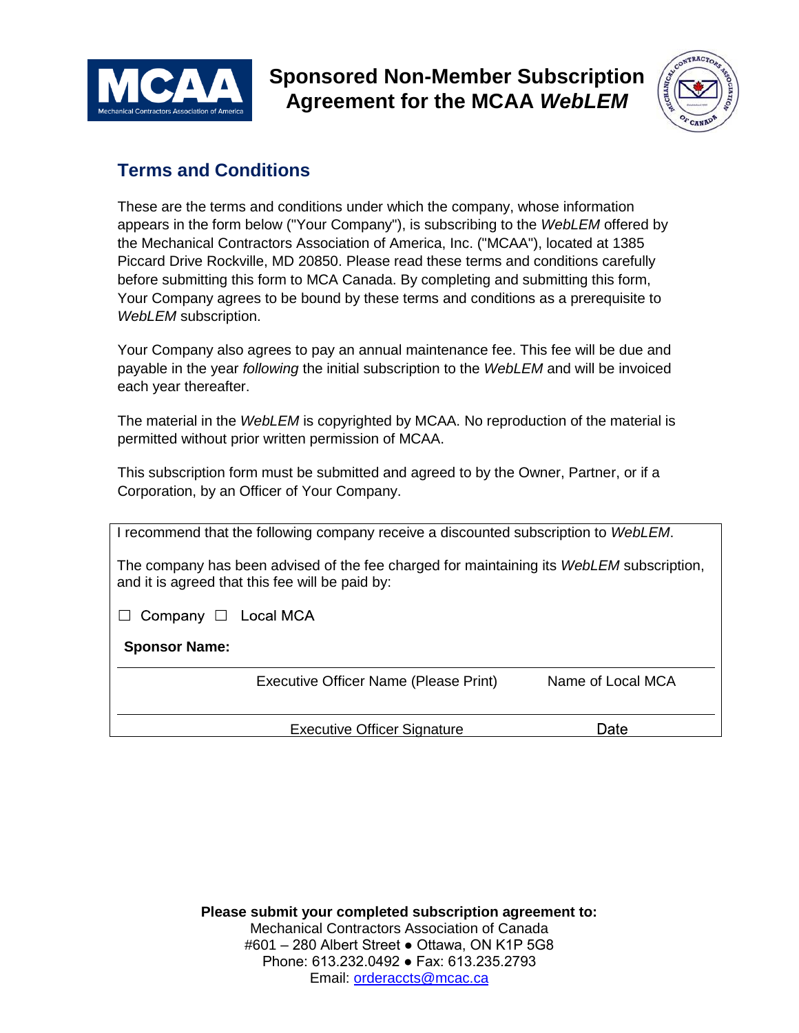# Sponsored Non-Member Subscription Agreement for the MCAA *WebLEM*

## Terms and Conditions

These are the terms and conditions under which the company, whose information appears in the form below ("Your Company"), is subscribing to the *WebLEM* offered by the Mechanical Contractors Association of America, Inc. ("MCAA"), located at 1385 Piccard Drive Rockville, MD 20850. Please read these terms and conditions carefully before submitting this form to MCA Canada. By completing and submitting this form, Your Company agrees to be bound by these terms and conditions as a prerequisite to *WebLEM* subscription.

Your Company also agrees to pay an annual maintenance fee. This fee will be due and payable in the year *following* the initial subscription to the *WebLEM* and will be invoiced each year thereafter.

The material in the *WebLEM* is copyrighted by MCAA. No reproduction of the material is permitted without prior written permission of MCAA.

This subscription form must be submitted and agreed to by the Owner, Partner, or if a Corporation, by an Officer of Your Company.

I recommend that the following company receive a discounted subscription to *WebLEM*.

The company has been advised of the fee charged for maintaining its *WebLEM* subscription, and it is agreed that this fee will be paid by:

☐ Company ☐ Local MCA

**Sponsor Name:**

| Executive Officer Name (Please Print) | Name of Local MCA |
|---|---|
| Executive Officer Signature | Date |

**Please submit your completed subscription agreement to:**
Mechanical Contractors Association of Canada
#601 – 280 Albert Street ● Ottawa, ON K1P 5G8
Phone: 613.232.0492 ● Fax: 613.235.2793
Email: orderaccts@mcac.ca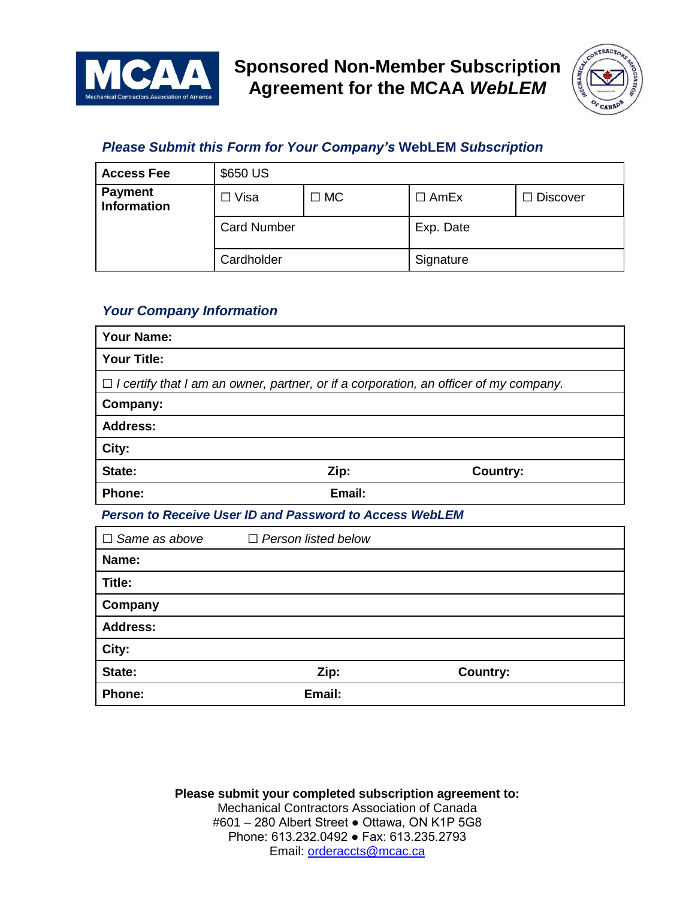# Sponsored Non-Member Subscription Agreement for the MCAA *WebLEM*

## *Please Submit this Form for Your Company's* WebLEM *Subscription*

| | | | | |
|---|---|---|---|---|
| **Access Fee** | $650 US | | | |
| **Payment Information** | ☐ Visa | ☐ MC | ☐ AmEx | ☐ Discover |
| | Card Number | | Exp. Date | |
| | Cardholder | | Signature | |

## *Your Company Information*

| | | |
|---|---|---|
| **Your Name:** | | |
| **Your Title:** | | |
| ☐ *I certify that I am an owner, partner, or if a corporation, an officer of my company.* | | |
| **Company:** | | |
| **Address:** | | |
| **City:** | | |
| **State:** | **Zip:** | **Country:** |
| **Phone:** | **Email:** | |

### *Person to Receive User ID and Password to Access WebLEM*

| | | |
|---|---|---|
| ☐ *Same as above* | ☐ *Person listed below* | |
| **Name:** | | |
| **Title:** | | |
| **Company** | | |
| **Address:** | | |
| **City:** | | |
| **State:** | **Zip:** | **Country:** |
| **Phone:** | **Email:** | |

**Please submit your completed subscription agreement to:**
Mechanical Contractors Association of Canada
#601 – 280 Albert Street ● Ottawa, ON K1P 5G8
Phone: 613.232.0492 ● Fax: 613.235.2793
Email: orderaccts@mcac.ca